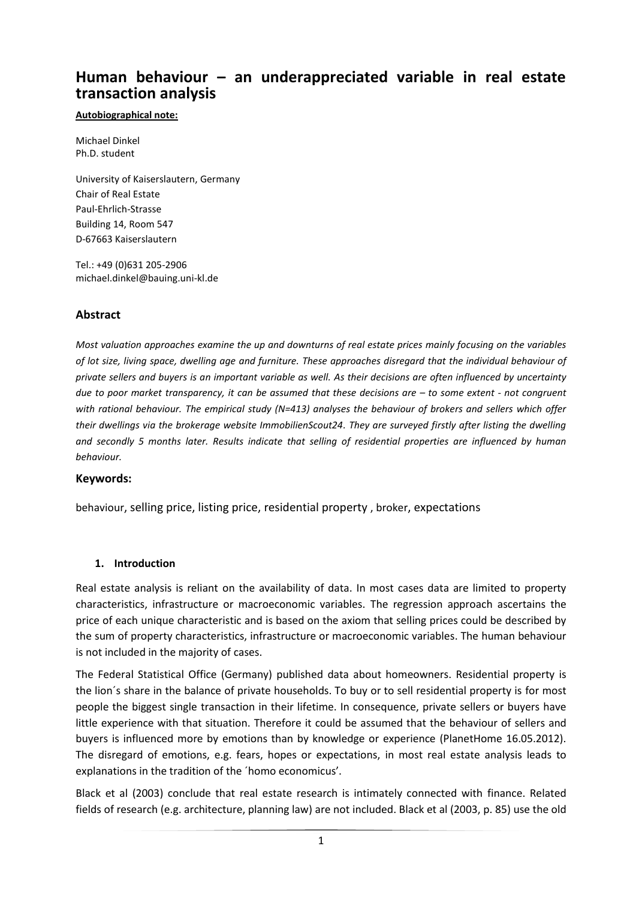# Human behaviour – an underappreciated variable in real estate transaction analysis

**Autobiographical note:**

Michael Dinkel
Ph.D. student

University of Kaiserslautern, Germany
Chair of Real Estate
Paul-Ehrlich-Strasse
Building 14, Room 547
D-67663 Kaiserslautern

Tel.: +49 (0)631 205-2906
michael.dinkel@bauing.uni-kl.de

## Abstract

*Most valuation approaches examine the up and downturns of real estate prices mainly focusing on the variables of lot size, living space, dwelling age and furniture. These approaches disregard that the individual behaviour of private sellers and buyers is an important variable as well. As their decisions are often influenced by uncertainty due to poor market transparency, it can be assumed that these decisions are – to some extent - not congruent with rational behaviour. The empirical study (N=413) analyses the behaviour of brokers and sellers which offer their dwellings via the brokerage website ImmobilienScout24. They are surveyed firstly after listing the dwelling and secondly 5 months later. Results indicate that selling of residential properties are influenced by human behaviour.*

## Keywords:

behaviour, selling price, listing price, residential property , broker, expectations

### 1. Introduction

Real estate analysis is reliant on the availability of data. In most cases data are limited to property characteristics, infrastructure or macroeconomic variables. The regression approach ascertains the price of each unique characteristic and is based on the axiom that selling prices could be described by the sum of property characteristics, infrastructure or macroeconomic variables. The human behaviour is not included in the majority of cases.

The Federal Statistical Office (Germany) published data about homeowners. Residential property is the lion´s share in the balance of private households. To buy or to sell residential property is for most people the biggest single transaction in their lifetime. In consequence, private sellers or buyers have little experience with that situation. Therefore it could be assumed that the behaviour of sellers and buyers is influenced more by emotions than by knowledge or experience (PlanetHome 16.05.2012). The disregard of emotions, e.g. fears, hopes or expectations, in most real estate analysis leads to explanations in the tradition of the ´homo economicus'.

Black et al (2003) conclude that real estate research is intimately connected with finance. Related fields of research (e.g. architecture, planning law) are not included. Black et al (2003, p. 85) use the old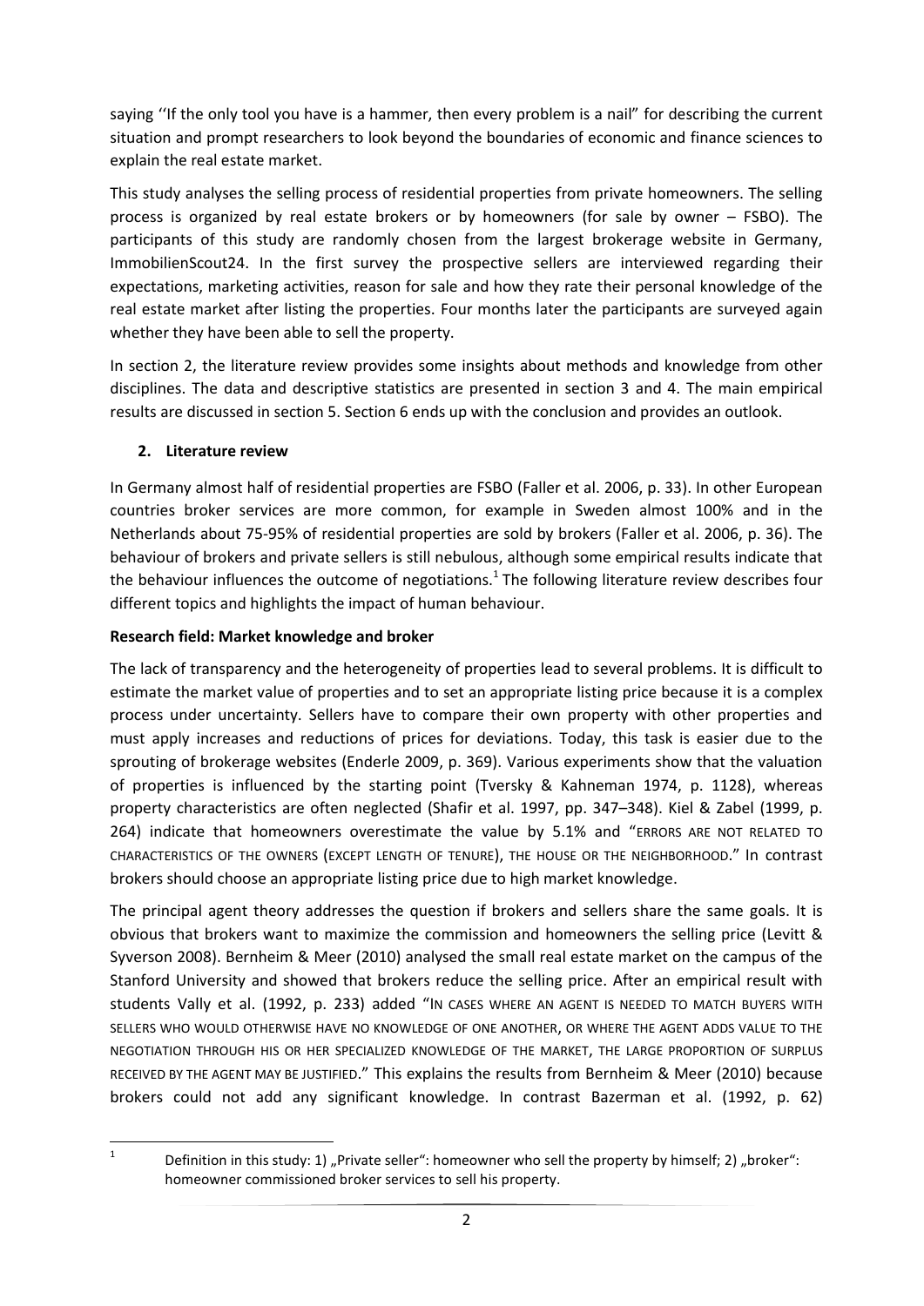saying ''If the only tool you have is a hammer, then every problem is a nail" for describing the current situation and prompt researchers to look beyond the boundaries of economic and finance sciences to explain the real estate market.

This study analyses the selling process of residential properties from private homeowners. The selling process is organized by real estate brokers or by homeowners (for sale by owner – FSBO). The participants of this study are randomly chosen from the largest brokerage website in Germany, ImmobilienScout24. In the first survey the prospective sellers are interviewed regarding their expectations, marketing activities, reason for sale and how they rate their personal knowledge of the real estate market after listing the properties. Four months later the participants are surveyed again whether they have been able to sell the property.

In section 2, the literature review provides some insights about methods and knowledge from other disciplines. The data and descriptive statistics are presented in section 3 and 4. The main empirical results are discussed in section 5. Section 6 ends up with the conclusion and provides an outlook.

## 2. Literature review

In Germany almost half of residential properties are FSBO (Faller et al. 2006, p. 33). In other European countries broker services are more common, for example in Sweden almost 100% and in the Netherlands about 75-95% of residential properties are sold by brokers (Faller et al. 2006, p. 36). The behaviour of brokers and private sellers is still nebulous, although some empirical results indicate that the behaviour influences the outcome of negotiations.[1] The following literature review describes four different topics and highlights the impact of human behaviour.

**Research field: Market knowledge and broker**

The lack of transparency and the heterogeneity of properties lead to several problems. It is difficult to estimate the market value of properties and to set an appropriate listing price because it is a complex process under uncertainty. Sellers have to compare their own property with other properties and must apply increases and reductions of prices for deviations. Today, this task is easier due to the sprouting of brokerage websites (Enderle 2009, p. 369). Various experiments show that the valuation of properties is influenced by the starting point (Tversky & Kahneman 1974, p. 1128), whereas property characteristics are often neglected (Shafir et al. 1997, pp. 347–348). Kiel & Zabel (1999, p. 264) indicate that homeowners overestimate the value by 5.1% and "ERRORS ARE NOT RELATED TO CHARACTERISTICS OF THE OWNERS (EXCEPT LENGTH OF TENURE), THE HOUSE OR THE NEIGHBORHOOD." In contrast brokers should choose an appropriate listing price due to high market knowledge.

The principal agent theory addresses the question if brokers and sellers share the same goals. It is obvious that brokers want to maximize the commission and homeowners the selling price (Levitt & Syverson 2008). Bernheim & Meer (2010) analysed the small real estate market on the campus of the Stanford University and showed that brokers reduce the selling price. After an empirical result with students Vally et al. (1992, p. 233) added "IN CASES WHERE AN AGENT IS NEEDED TO MATCH BUYERS WITH SELLERS WHO WOULD OTHERWISE HAVE NO KNOWLEDGE OF ONE ANOTHER, OR WHERE THE AGENT ADDS VALUE TO THE NEGOTIATION THROUGH HIS OR HER SPECIALIZED KNOWLEDGE OF THE MARKET, THE LARGE PROPORTION OF SURPLUS RECEIVED BY THE AGENT MAY BE JUSTIFIED." This explains the results from Bernheim & Meer (2010) because brokers could not add any significant knowledge. In contrast Bazerman et al. (1992, p. 62)

[1] Definition in this study: 1) „Private seller": homeowner who sell the property by himself; 2) „broker": homeowner commissioned broker services to sell his property.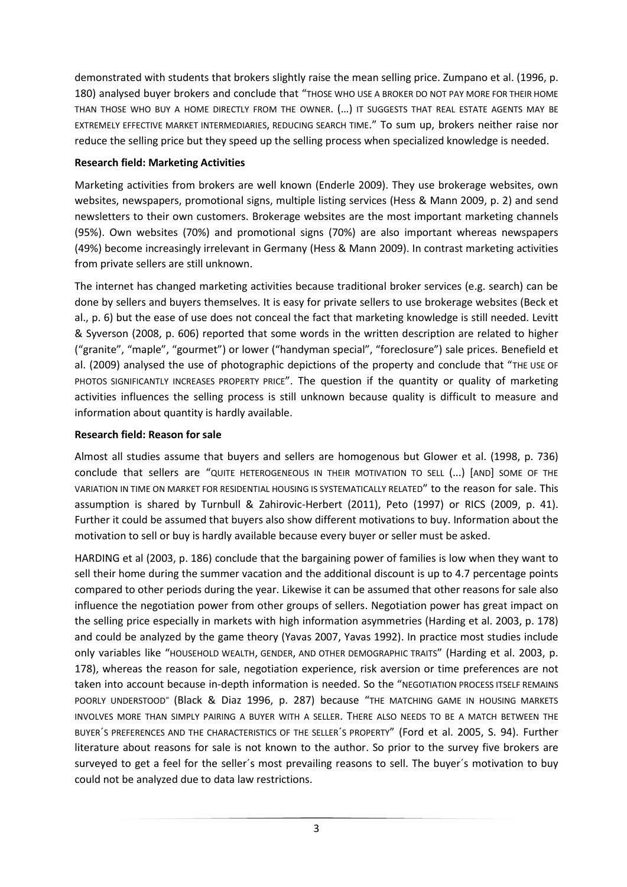demonstrated with students that brokers slightly raise the mean selling price. Zumpano et al. (1996, p. 180) analysed buyer brokers and conclude that "THOSE WHO USE A BROKER DO NOT PAY MORE FOR THEIR HOME THAN THOSE WHO BUY A HOME DIRECTLY FROM THE OWNER. (…) IT SUGGESTS THAT REAL ESTATE AGENTS MAY BE EXTREMELY EFFECTIVE MARKET INTERMEDIARIES, REDUCING SEARCH TIME." To sum up, brokers neither raise nor reduce the selling price but they speed up the selling process when specialized knowledge is needed.

**Research field: Marketing Activities**

Marketing activities from brokers are well known (Enderle 2009). They use brokerage websites, own websites, newspapers, promotional signs, multiple listing services (Hess & Mann 2009, p. 2) and send newsletters to their own customers. Brokerage websites are the most important marketing channels (95%). Own websites (70%) and promotional signs (70%) are also important whereas newspapers (49%) become increasingly irrelevant in Germany (Hess & Mann 2009). In contrast marketing activities from private sellers are still unknown.

The internet has changed marketing activities because traditional broker services (e.g. search) can be done by sellers and buyers themselves. It is easy for private sellers to use brokerage websites (Beck et al., p. 6) but the ease of use does not conceal the fact that marketing knowledge is still needed. Levitt & Syverson (2008, p. 606) reported that some words in the written description are related to higher ("granite", "maple", "gourmet") or lower ("handyman special", "foreclosure") sale prices. Benefield et al. (2009) analysed the use of photographic depictions of the property and conclude that "THE USE OF PHOTOS SIGNIFICANTLY INCREASES PROPERTY PRICE". The question if the quantity or quality of marketing activities influences the selling process is still unknown because quality is difficult to measure and information about quantity is hardly available.

**Research field: Reason for sale**

Almost all studies assume that buyers and sellers are homogenous but Glower et al. (1998, p. 736) conclude that sellers are "QUITE HETEROGENEOUS IN THEIR MOTIVATION TO SELL (...) [AND] SOME OF THE VARIATION IN TIME ON MARKET FOR RESIDENTIAL HOUSING IS SYSTEMATICALLY RELATED" to the reason for sale. This assumption is shared by Turnbull & Zahirovic-Herbert (2011), Peto (1997) or RICS (2009, p. 41). Further it could be assumed that buyers also show different motivations to buy. Information about the motivation to sell or buy is hardly available because every buyer or seller must be asked.

HARDING et al (2003, p. 186) conclude that the bargaining power of families is low when they want to sell their home during the summer vacation and the additional discount is up to 4.7 percentage points compared to other periods during the year. Likewise it can be assumed that other reasons for sale also influence the negotiation power from other groups of sellers. Negotiation power has great impact on the selling price especially in markets with high information asymmetries (Harding et al. 2003, p. 178) and could be analyzed by the game theory (Yavas 2007, Yavas 1992). In practice most studies include only variables like "HOUSEHOLD WEALTH, GENDER, AND OTHER DEMOGRAPHIC TRAITS" (Harding et al. 2003, p. 178), whereas the reason for sale, negotiation experience, risk aversion or time preferences are not taken into account because in-depth information is needed. So the "NEGOTIATION PROCESS ITSELF REMAINS POORLY UNDERSTOOD" (Black & Diaz 1996, p. 287) because "THE MATCHING GAME IN HOUSING MARKETS INVOLVES MORE THAN SIMPLY PAIRING A BUYER WITH A SELLER. THERE ALSO NEEDS TO BE A MATCH BETWEEN THE BUYER´S PREFERENCES AND THE CHARACTERISTICS OF THE SELLER´S PROPERTY" (Ford et al. 2005, S. 94). Further literature about reasons for sale is not known to the author. So prior to the survey five brokers are surveyed to get a feel for the seller´s most prevailing reasons to sell. The buyer´s motivation to buy could not be analyzed due to data law restrictions.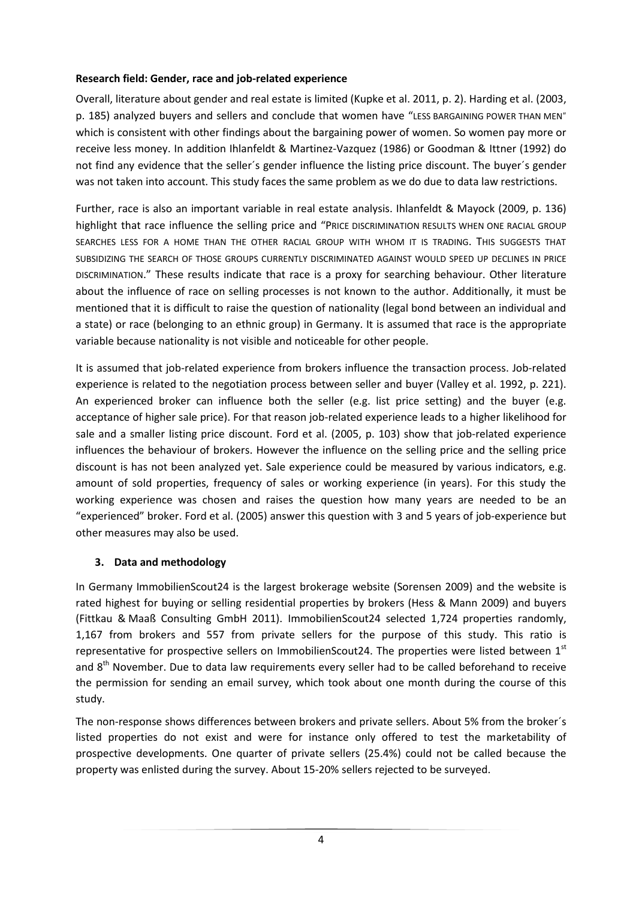**Research field: Gender, race and job-related experience**

Overall, literature about gender and real estate is limited (Kupke et al. 2011, p. 2). Harding et al. (2003, p. 185) analyzed buyers and sellers and conclude that women have "LESS BARGAINING POWER THAN MEN" which is consistent with other findings about the bargaining power of women. So women pay more or receive less money. In addition Ihlanfeldt & Martinez-Vazquez (1986) or Goodman & Ittner (1992) do not find any evidence that the seller´s gender influence the listing price discount. The buyer´s gender was not taken into account. This study faces the same problem as we do due to data law restrictions.

Further, race is also an important variable in real estate analysis. Ihlanfeldt & Mayock (2009, p. 136) highlight that race influence the selling price and "PRICE DISCRIMINATION RESULTS WHEN ONE RACIAL GROUP SEARCHES LESS FOR A HOME THAN THE OTHER RACIAL GROUP WITH WHOM IT IS TRADING. THIS SUGGESTS THAT SUBSIDIZING THE SEARCH OF THOSE GROUPS CURRENTLY DISCRIMINATED AGAINST WOULD SPEED UP DECLINES IN PRICE DISCRIMINATION." These results indicate that race is a proxy for searching behaviour. Other literature about the influence of race on selling processes is not known to the author. Additionally, it must be mentioned that it is difficult to raise the question of nationality (legal bond between an individual and a state) or race (belonging to an ethnic group) in Germany. It is assumed that race is the appropriate variable because nationality is not visible and noticeable for other people.

It is assumed that job-related experience from brokers influence the transaction process. Job-related experience is related to the negotiation process between seller and buyer (Valley et al. 1992, p. 221). An experienced broker can influence both the seller (e.g. list price setting) and the buyer (e.g. acceptance of higher sale price). For that reason job-related experience leads to a higher likelihood for sale and a smaller listing price discount. Ford et al. (2005, p. 103) show that job-related experience influences the behaviour of brokers. However the influence on the selling price and the selling price discount is has not been analyzed yet. Sale experience could be measured by various indicators, e.g. amount of sold properties, frequency of sales or working experience (in years). For this study the working experience was chosen and raises the question how many years are needed to be an "experienced" broker. Ford et al. (2005) answer this question with 3 and 5 years of job-experience but other measures may also be used.

## 3. Data and methodology

In Germany ImmobilienScout24 is the largest brokerage website (Sorensen 2009) and the website is rated highest for buying or selling residential properties by brokers (Hess & Mann 2009) and buyers (Fittkau & Maaß Consulting GmbH 2011). ImmobilienScout24 selected 1,724 properties randomly, 1,167 from brokers and 557 from private sellers for the purpose of this study. This ratio is representative for prospective sellers on ImmobilienScout24. The properties were listed between 1st and 8th November. Due to data law requirements every seller had to be called beforehand to receive the permission for sending an email survey, which took about one month during the course of this study.

The non-response shows differences between brokers and private sellers. About 5% from the broker´s listed properties do not exist and were for instance only offered to test the marketability of prospective developments. One quarter of private sellers (25.4%) could not be called because the property was enlisted during the survey. About 15-20% sellers rejected to be surveyed.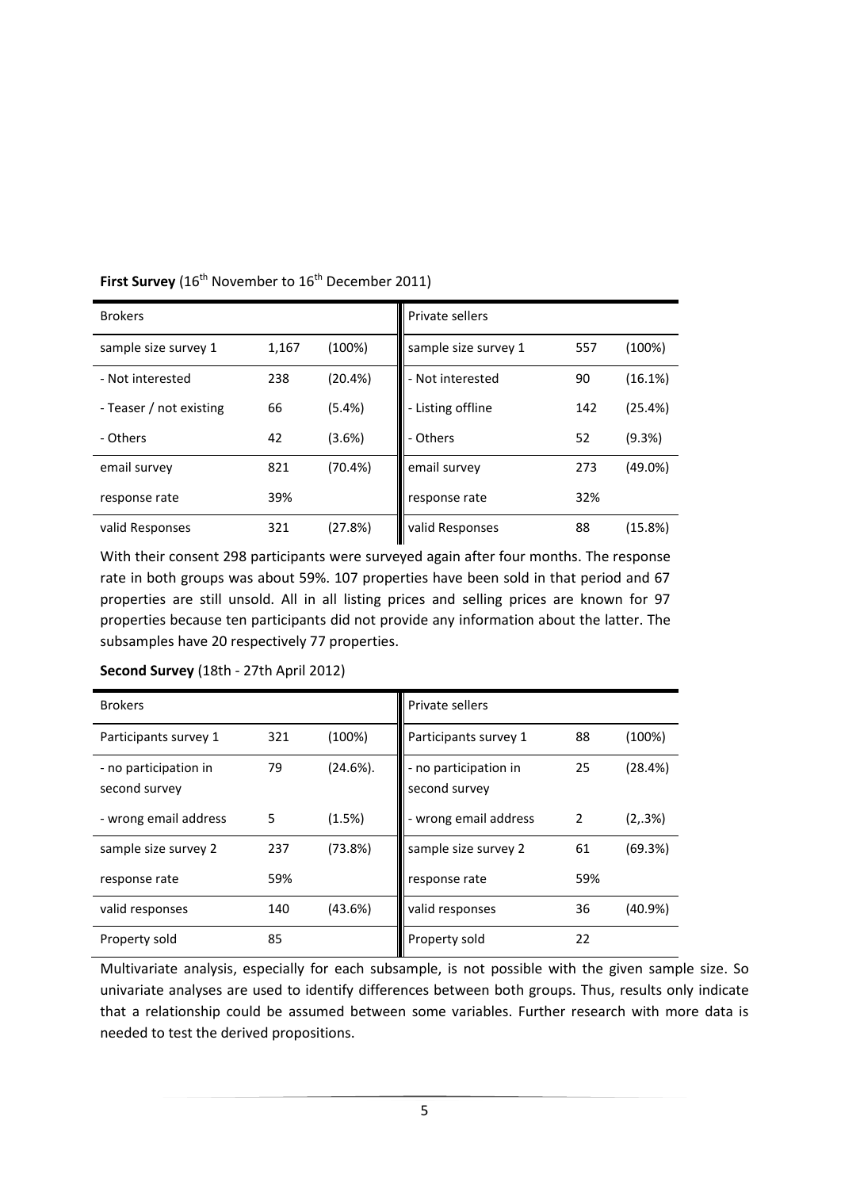**First Survey** (16th November to 16th December 2011)

| Brokers | | | Private sellers | | |
|---|---|---|---|---|---|
| sample size survey 1 | 1,167 | (100%) | sample size survey 1 | 557 | (100%) |
| - Not interested | 238 | (20.4%) | - Not interested | 90 | (16.1%) |
| - Teaser / not existing | 66 | (5.4%) | - Listing offline | 142 | (25.4%) |
| - Others | 42 | (3.6%) | - Others | 52 | (9.3%) |
| email survey | 821 | (70.4%) | email survey | 273 | (49.0%) |
| response rate | 39% | | response rate | 32% | |
| valid Responses | 321 | (27.8%) | valid Responses | 88 | (15.8%) |

With their consent 298 participants were surveyed again after four months. The response rate in both groups was about 59%. 107 properties have been sold in that period and 67 properties are still unsold. All in all listing prices and selling prices are known for 97 properties because ten participants did not provide any information about the latter. The subsamples have 20 respectively 77 properties.

**Second Survey** (18th - 27th April 2012)

| Brokers | | | Private sellers | | |
|---|---|---|---|---|---|
| Participants survey 1 | 321 | (100%) | Participants survey 1 | 88 | (100%) |
| - no participation in second survey | 79 | (24.6%). | - no participation in second survey | 25 | (28.4%) |
| - wrong email address | 5 | (1.5%) | - wrong email address | 2 | (2,.3%) |
| sample size survey 2 | 237 | (73.8%) | sample size survey 2 | 61 | (69.3%) |
| response rate | 59% | | response rate | 59% | |
| valid responses | 140 | (43.6%) | valid responses | 36 | (40.9%) |
| Property sold | 85 | | Property sold | 22 | |

Multivariate analysis, especially for each subsample, is not possible with the given sample size. So univariate analyses are used to identify differences between both groups. Thus, results only indicate that a relationship could be assumed between some variables. Further research with more data is needed to test the derived propositions.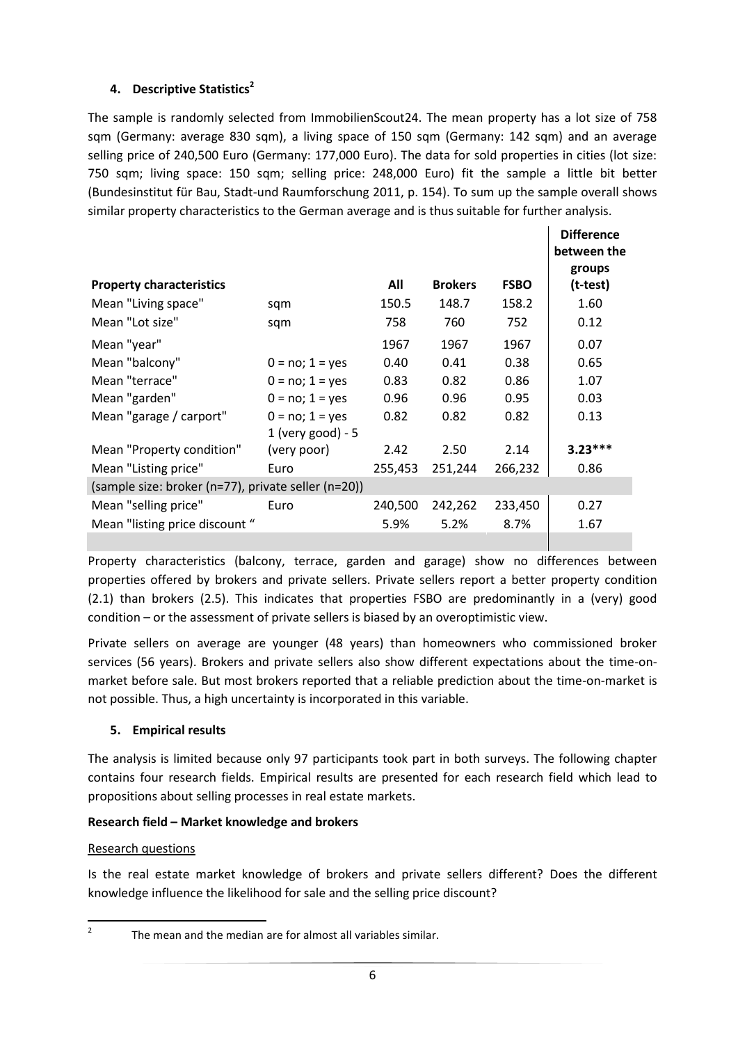## 4. Descriptive Statistics[2]

The sample is randomly selected from ImmobilienScout24. The mean property has a lot size of 758 sqm (Germany: average 830 sqm), a living space of 150 sqm (Germany: 142 sqm) and an average selling price of 240,500 Euro (Germany: 177,000 Euro). The data for sold properties in cities (lot size: 750 sqm; living space: 150 sqm; selling price: 248,000 Euro) fit the sample a little bit better (Bundesinstitut für Bau, Stadt-und Raumforschung 2011, p. 154). To sum up the sample overall shows similar property characteristics to the German average and is thus suitable for further analysis.

| **Property characteristics** | | **All** | **Brokers** | **FSBO** | **Difference between the groups (t-test)** |
|---|---|---|---|---|---|
| Mean "Living space" | sqm | 150.5 | 148.7 | 158.2 | 1.60 |
| Mean "Lot size" | sqm | 758 | 760 | 752 | 0.12 |
| Mean "year" | | 1967 | 1967 | 1967 | 0.07 |
| Mean "balcony" | 0 = no; 1 = yes | 0.40 | 0.41 | 0.38 | 0.65 |
| Mean "terrace" | 0 = no; 1 = yes | 0.83 | 0.82 | 0.86 | 1.07 |
| Mean "garden" | 0 = no; 1 = yes | 0.96 | 0.96 | 0.95 | 0.03 |
| Mean "garage / carport" | 0 = no; 1 = yes | 0.82 | 0.82 | 0.82 | 0.13 |
| Mean "Property condition" | 1 (very good) - 5 (very poor) | 2.42 | 2.50 | 2.14 | **3.23*** ** |
| Mean "Listing price" | Euro | 255,453 | 251,244 | 266,232 | 0.86 |
| (sample size: broker (n=77), private seller (n=20)) | | | | | |
| Mean "selling price" | Euro | 240,500 | 242,262 | 233,450 | 0.27 |
| Mean "listing price discount " | | 5.9% | 5.2% | 8.7% | 1.67 |

Property characteristics (balcony, terrace, garden and garage) show no differences between properties offered by brokers and private sellers. Private sellers report a better property condition (2.1) than brokers (2.5). This indicates that properties FSBO are predominantly in a (very) good condition – or the assessment of private sellers is biased by an overoptimistic view.

Private sellers on average are younger (48 years) than homeowners who commissioned broker services (56 years). Brokers and private sellers also show different expectations about the time-on-market before sale. But most brokers reported that a reliable prediction about the time-on-market is not possible. Thus, a high uncertainty is incorporated in this variable.

## 5. Empirical results

The analysis is limited because only 97 participants took part in both surveys. The following chapter contains four research fields. Empirical results are presented for each research field which lead to propositions about selling processes in real estate markets.

**Research field – Market knowledge and brokers**

Research questions

Is the real estate market knowledge of brokers and private sellers different? Does the different knowledge influence the likelihood for sale and the selling price discount?

[2] The mean and the median are for almost all variables similar.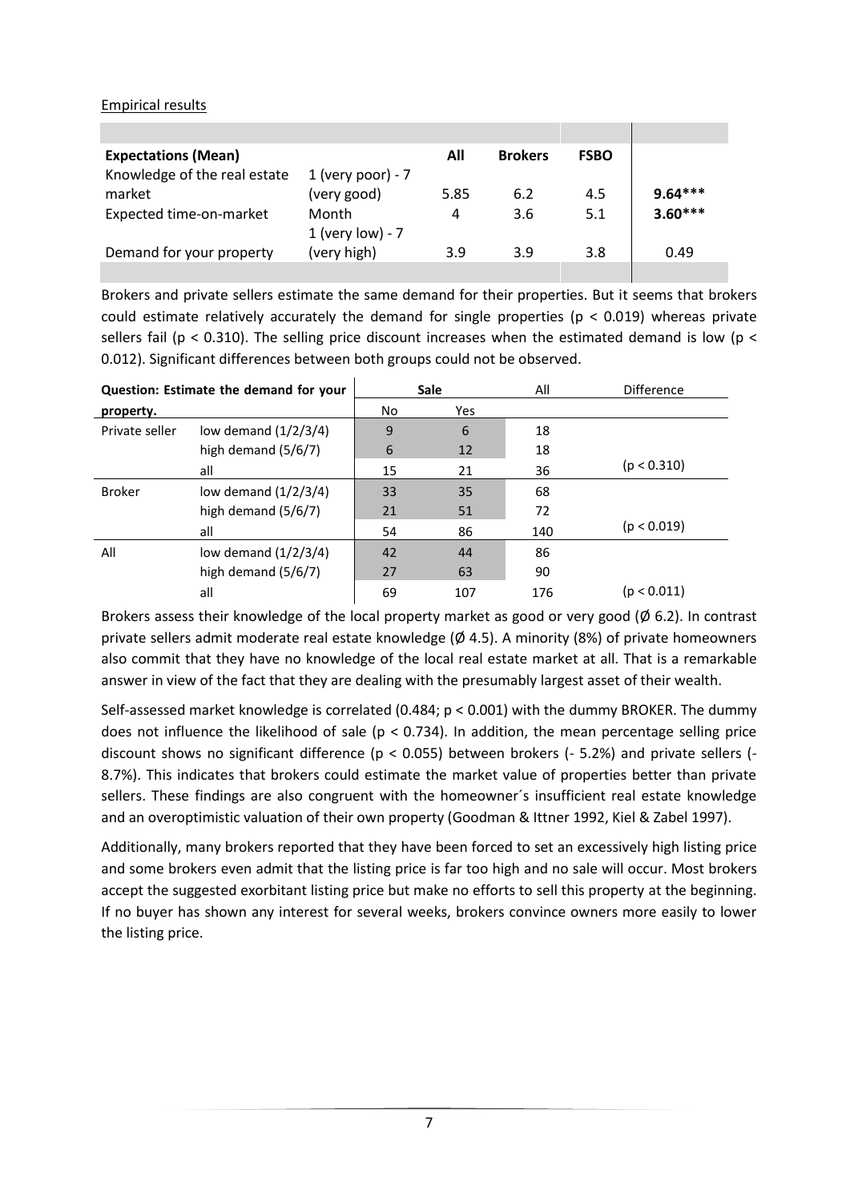Empirical results

| Expectations (Mean) | | All | Brokers | FSBO | |
|---|---|---|---|---|---|
| Knowledge of the real estate market | 1 (very poor) - 7 (very good) | 5.85 | 6.2 | 4.5 | **9.64*** ** |
| Expected time-on-market | Month | 4 | 3.6 | 5.1 | **3.60*** ** |
| Demand for your property | 1 (very low) - 7 (very high) | 3.9 | 3.9 | 3.8 | 0.49 |

Brokers and private sellers estimate the same demand for their properties. But it seems that brokers could estimate relatively accurately the demand for single properties ($p < 0.019$) whereas private sellers fail ($p < 0.310$). The selling price discount increases when the estimated demand is low ($p < 0.012$). Significant differences between both groups could not be observed.

| Question: Estimate the demand for your property. | | Sale | | All | Difference |
|---|---|---|---|---|---|
| | | No | Yes | | |
| Private seller | low demand (1/2/3/4) | 9 | 6 | 18 | |
| | high demand (5/6/7) | 6 | 12 | 18 | |
| | all | 15 | 21 | 36 | ($p < 0.310$) |
| Broker | low demand (1/2/3/4) | 33 | 35 | 68 | |
| | high demand (5/6/7) | 21 | 51 | 72 | |
| | all | 54 | 86 | 140 | ($p < 0.019$) |
| All | low demand (1/2/3/4) | 42 | 44 | 86 | |
| | high demand (5/6/7) | 27 | 63 | 90 | |
| | all | 69 | 107 | 176 | ($p < 0.011$) |

Brokers assess their knowledge of the local property market as good or very good (Ø 6.2). In contrast private sellers admit moderate real estate knowledge (Ø 4.5). A minority (8%) of private homeowners also commit that they have no knowledge of the local real estate market at all. That is a remarkable answer in view of the fact that they are dealing with the presumably largest asset of their wealth.

Self-assessed market knowledge is correlated (0.484; $p < 0.001$) with the dummy BROKER. The dummy does not influence the likelihood of sale ($p < 0.734$). In addition, the mean percentage selling price discount shows no significant difference ($p < 0.055$) between brokers (- 5.2%) and private sellers (- 8.7%). This indicates that brokers could estimate the market value of properties better than private sellers. These findings are also congruent with the homeowner´s insufficient real estate knowledge and an overoptimistic valuation of their own property (Goodman & Ittner 1992, Kiel & Zabel 1997).

Additionally, many brokers reported that they have been forced to set an excessively high listing price and some brokers even admit that the listing price is far too high and no sale will occur. Most brokers accept the suggested exorbitant listing price but make no efforts to sell this property at the beginning. If no buyer has shown any interest for several weeks, brokers convince owners more easily to lower the listing price.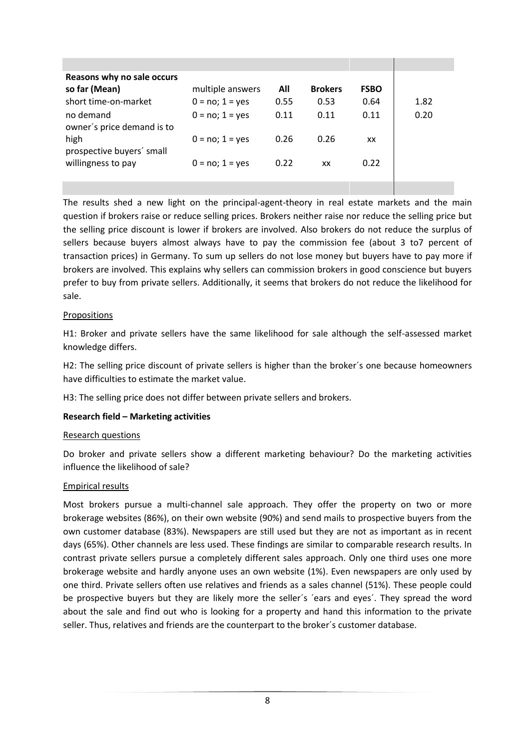| Reasons why no sale occurs so far (Mean) | multiple answers | All | Brokers | FSBO | |
|---|---|---|---|---|---|
| short time-on-market | 0 = no; 1 = yes | 0.55 | 0.53 | 0.64 | 1.82 |
| no demand | 0 = no; 1 = yes | 0.11 | 0.11 | 0.11 | 0.20 |
| owner´s price demand is to high | 0 = no; 1 = yes | 0.26 | 0.26 | xx | |
| prospective buyers´ small willingness to pay | 0 = no; 1 = yes | 0.22 | xx | 0.22 | |

The results shed a new light on the principal-agent-theory in real estate markets and the main question if brokers raise or reduce selling prices. Brokers neither raise nor reduce the selling price but the selling price discount is lower if brokers are involved. Also brokers do not reduce the surplus of sellers because buyers almost always have to pay the commission fee (about 3 to7 percent of transaction prices) in Germany. To sum up sellers do not lose money but buyers have to pay more if brokers are involved. This explains why sellers can commission brokers in good conscience but buyers prefer to buy from private sellers. Additionally, it seems that brokers do not reduce the likelihood for sale.

Propositions

H1: Broker and private sellers have the same likelihood for sale although the self-assessed market knowledge differs.

H2: The selling price discount of private sellers is higher than the broker´s one because homeowners have difficulties to estimate the market value.

H3: The selling price does not differ between private sellers and brokers.

**Research field – Marketing activities**

Research questions

Do broker and private sellers show a different marketing behaviour? Do the marketing activities influence the likelihood of sale?

Empirical results

Most brokers pursue a multi-channel sale approach. They offer the property on two or more brokerage websites (86%), on their own website (90%) and send mails to prospective buyers from the own customer database (83%). Newspapers are still used but they are not as important as in recent days (65%). Other channels are less used. These findings are similar to comparable research results. In contrast private sellers pursue a completely different sales approach. Only one third uses one more brokerage website and hardly anyone uses an own website (1%). Even newspapers are only used by one third. Private sellers often use relatives and friends as a sales channel (51%). These people could be prospective buyers but they are likely more the seller´s ´ears and eyes´. They spread the word about the sale and find out who is looking for a property and hand this information to the private seller. Thus, relatives and friends are the counterpart to the broker´s customer database.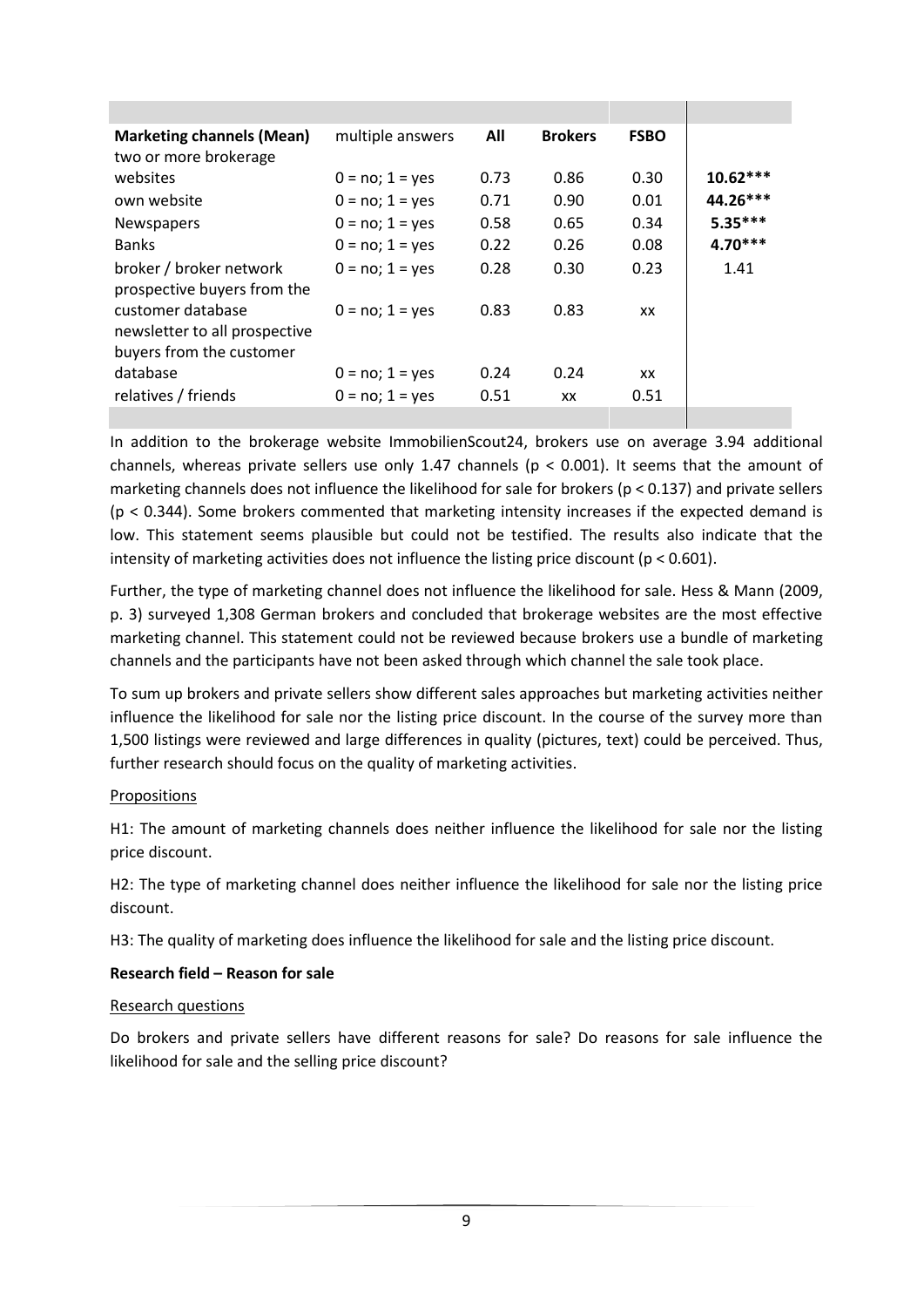| **Marketing channels (Mean)** | multiple answers | **All** | **Brokers** | **FSBO** | |
|---|---|---|---|---|---|
| two or more brokerage websites | 0 = no; 1 = yes | 0.73 | 0.86 | 0.30 | **10.62*****|
| own website | 0 = no; 1 = yes | 0.71 | 0.90 | 0.01 | **44.26*****|
| Newspapers | 0 = no; 1 = yes | 0.58 | 0.65 | 0.34 | **5.35*****|
| Banks | 0 = no; 1 = yes | 0.22 | 0.26 | 0.08 | **4.70*****|
| broker / broker network | 0 = no; 1 = yes | 0.28 | 0.30 | 0.23 | 1.41 |
| prospective buyers from the customer database | 0 = no; 1 = yes | 0.83 | 0.83 | xx | |
| newsletter to all prospective buyers from the customer database | 0 = no; 1 = yes | 0.24 | 0.24 | xx | |
| relatives / friends | 0 = no; 1 = yes | 0.51 | xx | 0.51 | |

In addition to the brokerage website ImmobilienScout24, brokers use on average 3.94 additional channels, whereas private sellers use only 1.47 channels ($p < 0.001$). It seems that the amount of marketing channels does not influence the likelihood for sale for brokers ($p < 0.137$) and private sellers ($p < 0.344$). Some brokers commented that marketing intensity increases if the expected demand is low. This statement seems plausible but could not be testified. The results also indicate that the intensity of marketing activities does not influence the listing price discount ($p < 0.601$).

Further, the type of marketing channel does not influence the likelihood for sale. Hess & Mann (2009, p. 3) surveyed 1,308 German brokers and concluded that brokerage websites are the most effective marketing channel. This statement could not be reviewed because brokers use a bundle of marketing channels and the participants have not been asked through which channel the sale took place.

To sum up brokers and private sellers show different sales approaches but marketing activities neither influence the likelihood for sale nor the listing price discount. In the course of the survey more than 1,500 listings were reviewed and large differences in quality (pictures, text) could be perceived. Thus, further research should focus on the quality of marketing activities.

Propositions

H1: The amount of marketing channels does neither influence the likelihood for sale nor the listing price discount.

H2: The type of marketing channel does neither influence the likelihood for sale nor the listing price discount.

H3: The quality of marketing does influence the likelihood for sale and the listing price discount.

**Research field – Reason for sale**

Research questions

Do brokers and private sellers have different reasons for sale? Do reasons for sale influence the likelihood for sale and the selling price discount?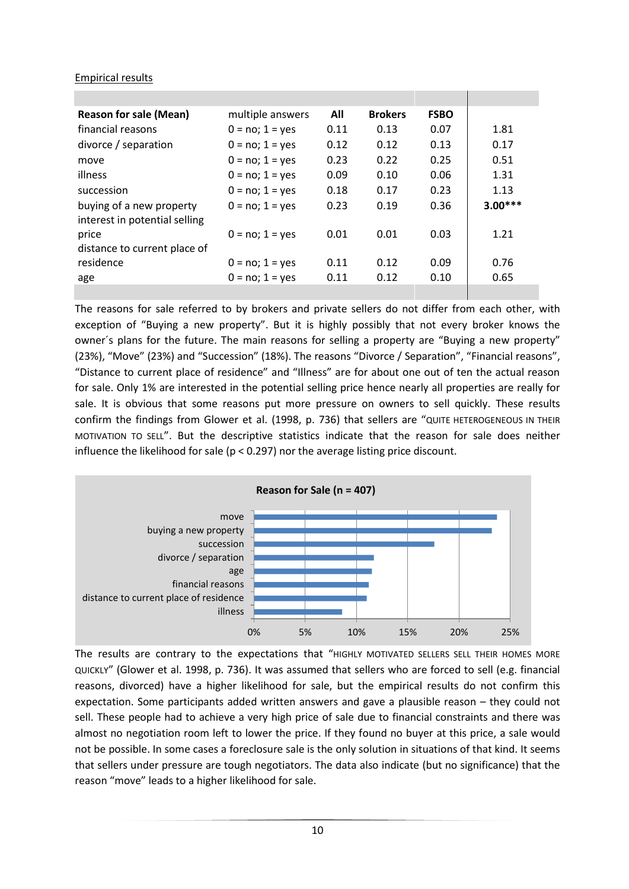Empirical results

| Reason for sale (Mean) | multiple answers | All | Brokers | FSBO | |
|---|---|---|---|---|---|
| financial reasons | 0 = no; 1 = yes | 0.11 | 0.13 | 0.07 | 1.81 |
| divorce / separation | 0 = no; 1 = yes | 0.12 | 0.12 | 0.13 | 0.17 |
| move | 0 = no; 1 = yes | 0.23 | 0.22 | 0.25 | 0.51 |
| illness | 0 = no; 1 = yes | 0.09 | 0.10 | 0.06 | 1.31 |
| succession | 0 = no; 1 = yes | 0.18 | 0.17 | 0.23 | 1.13 |
| buying of a new property | 0 = no; 1 = yes | 0.23 | 0.19 | 0.36 | **3.00***** |
| interest in potential selling price | 0 = no; 1 = yes | 0.01 | 0.01 | 0.03 | 1.21 |
| distance to current place of residence | 0 = no; 1 = yes | 0.11 | 0.12 | 0.09 | 0.76 |
| age | 0 = no; 1 = yes | 0.11 | 0.12 | 0.10 | 0.65 |

The reasons for sale referred to by brokers and private sellers do not differ from each other, with exception of "Buying a new property". But it is highly possibly that not every broker knows the owner´s plans for the future. The main reasons for selling a property are "Buying a new property" (23%), "Move" (23%) and "Succession" (18%). The reasons "Divorce / Separation", "Financial reasons", "Distance to current place of residence" and "Illness" are for about one out of ten the actual reason for sale. Only 1% are interested in the potential selling price hence nearly all properties are really for sale. It is obvious that some reasons put more pressure on owners to sell quickly. These results confirm the findings from Glower et al. (1998, p. 736) that sellers are "QUITE HETEROGENEOUS IN THEIR MOTIVATION TO SELL". But the descriptive statistics indicate that the reason for sale does neither influence the likelihood for sale ($p < 0.297$) nor the average listing price discount.

**Reason for Sale (n = 407)**

| Reason | Share |
|---|---|
| move | ~24% |
| buying a new property | ~23% |
| succession | ~18% |
| divorce / separation | ~12% |
| age | ~11% |
| financial reasons | ~11% |
| distance to current place of residence | ~11% |
| illness | ~9% |

The results are contrary to the expectations that "HIGHLY MOTIVATED SELLERS SELL THEIR HOMES MORE QUICKLY" (Glower et al. 1998, p. 736). It was assumed that sellers who are forced to sell (e.g. financial reasons, divorced) have a higher likelihood for sale, but the empirical results do not confirm this expectation. Some participants added written answers and gave a plausible reason – they could not sell. These people had to achieve a very high price of sale due to financial constraints and there was almost no negotiation room left to lower the price. If they found no buyer at this price, a sale would not be possible. In some cases a foreclosure sale is the only solution in situations of that kind. It seems that sellers under pressure are tough negotiators. The data also indicate (but no significance) that the reason "move" leads to a higher likelihood for sale.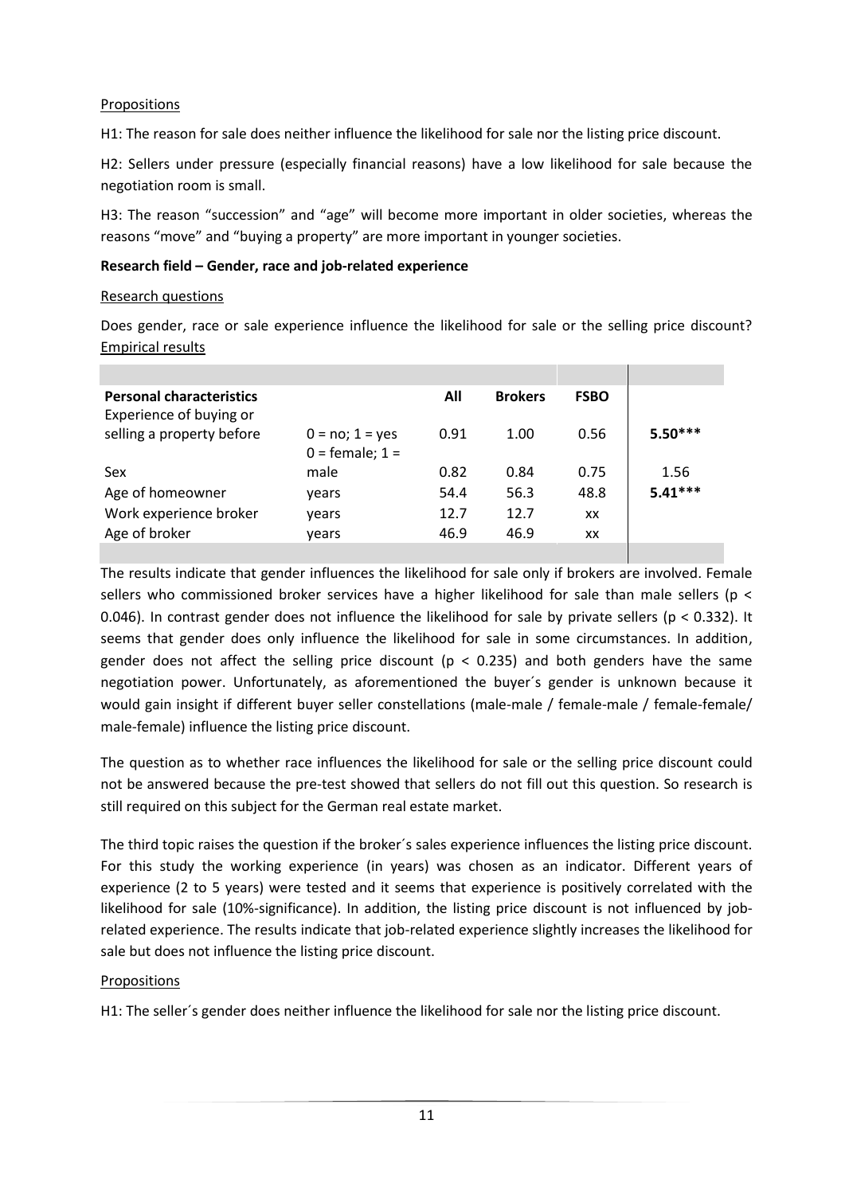Propositions

H1: The reason for sale does neither influence the likelihood for sale nor the listing price discount.

H2: Sellers under pressure (especially financial reasons) have a low likelihood for sale because the negotiation room is small.

H3: The reason "succession" and "age" will become more important in older societies, whereas the reasons "move" and "buying a property" are more important in younger societies.

**Research field – Gender, race and job-related experience**

Research questions

Does gender, race or sale experience influence the likelihood for sale or the selling price discount?

Empirical results

| **Personal characteristics** | | **All** | **Brokers** | **FSBO** | |
|---|---|---|---|---|---|
| Experience of buying or selling a property before | 0 = no; 1 = yes | 0.91 | 1.00 | 0.56 | **5.50*** ** |
| Sex | 0 = female; 1 = male | 0.82 | 0.84 | 0.75 | 1.56 |
| Age of homeowner | years | 54.4 | 56.3 | 48.8 | **5.41*** ** |
| Work experience broker | years | 12.7 | 12.7 | xx | |
| Age of broker | years | 46.9 | 46.9 | xx | |

The results indicate that gender influences the likelihood for sale only if brokers are involved. Female sellers who commissioned broker services have a higher likelihood for sale than male sellers ($p < 0.046$). In contrast gender does not influence the likelihood for sale by private sellers ($p < 0.332$). It seems that gender does only influence the likelihood for sale in some circumstances. In addition, gender does not affect the selling price discount ($p < 0.235$) and both genders have the same negotiation power. Unfortunately, as aforementioned the buyer´s gender is unknown because it would gain insight if different buyer seller constellations (male-male / female-male / female-female/ male-female) influence the listing price discount.

The question as to whether race influences the likelihood for sale or the selling price discount could not be answered because the pre-test showed that sellers do not fill out this question. So research is still required on this subject for the German real estate market.

The third topic raises the question if the broker´s sales experience influences the listing price discount. For this study the working experience (in years) was chosen as an indicator. Different years of experience (2 to 5 years) were tested and it seems that experience is positively correlated with the likelihood for sale (10%-significance). In addition, the listing price discount is not influenced by job-related experience. The results indicate that job-related experience slightly increases the likelihood for sale but does not influence the listing price discount.

Propositions

H1: The seller´s gender does neither influence the likelihood for sale nor the listing price discount.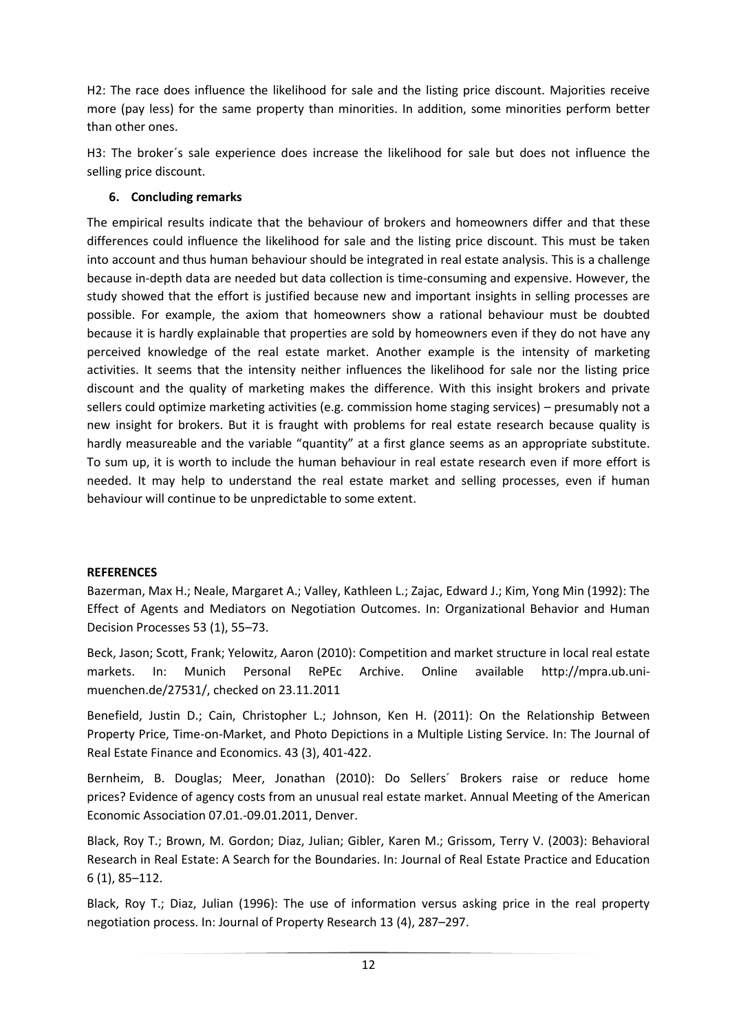H2: The race does influence the likelihood for sale and the listing price discount. Majorities receive more (pay less) for the same property than minorities. In addition, some minorities perform better than other ones.

H3: The broker´s sale experience does increase the likelihood for sale but does not influence the selling price discount.

## 6. Concluding remarks

The empirical results indicate that the behaviour of brokers and homeowners differ and that these differences could influence the likelihood for sale and the listing price discount. This must be taken into account and thus human behaviour should be integrated in real estate analysis. This is a challenge because in-depth data are needed but data collection is time-consuming and expensive. However, the study showed that the effort is justified because new and important insights in selling processes are possible. For example, the axiom that homeowners show a rational behaviour must be doubted because it is hardly explainable that properties are sold by homeowners even if they do not have any perceived knowledge of the real estate market. Another example is the intensity of marketing activities. It seems that the intensity neither influences the likelihood for sale nor the listing price discount and the quality of marketing makes the difference. With this insight brokers and private sellers could optimize marketing activities (e.g. commission home staging services) – presumably not a new insight for brokers. But it is fraught with problems for real estate research because quality is hardly measureable and the variable "quantity" at a first glance seems as an appropriate substitute. To sum up, it is worth to include the human behaviour in real estate research even if more effort is needed. It may help to understand the real estate market and selling processes, even if human behaviour will continue to be unpredictable to some extent.

**REFERENCES**

Bazerman, Max H.; Neale, Margaret A.; Valley, Kathleen L.; Zajac, Edward J.; Kim, Yong Min (1992): The Effect of Agents and Mediators on Negotiation Outcomes. In: Organizational Behavior and Human Decision Processes 53 (1), 55–73.

Beck, Jason; Scott, Frank; Yelowitz, Aaron (2010): Competition and market structure in local real estate markets. In: Munich Personal RePEc Archive. Online available http://mpra.ub.uni-muenchen.de/27531/, checked on 23.11.2011

Benefield, Justin D.; Cain, Christopher L.; Johnson, Ken H. (2011): On the Relationship Between Property Price, Time-on-Market, and Photo Depictions in a Multiple Listing Service. In: The Journal of Real Estate Finance and Economics. 43 (3), 401-422.

Bernheim, B. Douglas; Meer, Jonathan (2010): Do Sellers´ Brokers raise or reduce home prices? Evidence of agency costs from an unusual real estate market. Annual Meeting of the American Economic Association 07.01.-09.01.2011, Denver.

Black, Roy T.; Brown, M. Gordon; Diaz, Julian; Gibler, Karen M.; Grissom, Terry V. (2003): Behavioral Research in Real Estate: A Search for the Boundaries. In: Journal of Real Estate Practice and Education 6 (1), 85–112.

Black, Roy T.; Diaz, Julian (1996): The use of information versus asking price in the real property negotiation process. In: Journal of Property Research 13 (4), 287–297.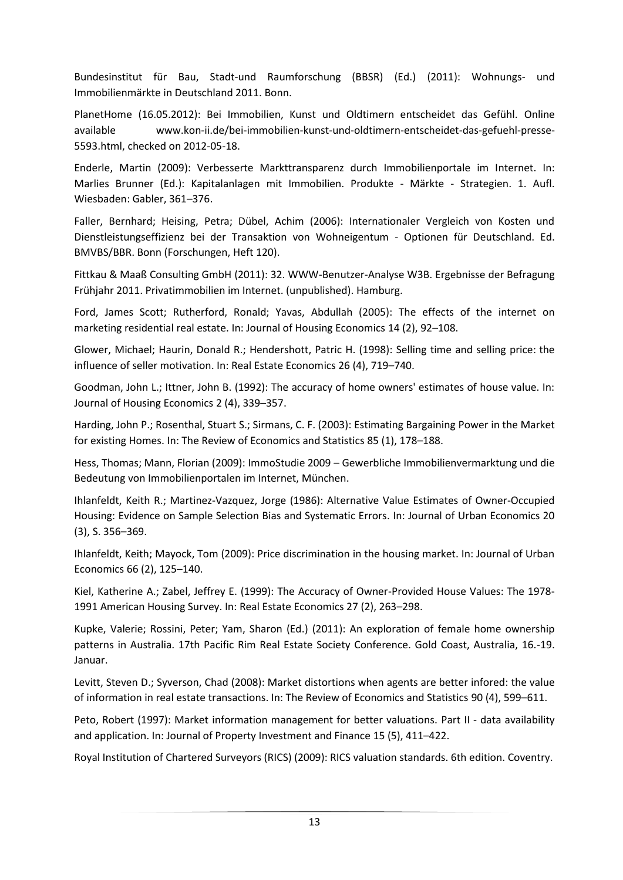Bundesinstitut für Bau, Stadt-und Raumforschung (BBSR) (Ed.) (2011): Wohnungs- und Immobilienmärkte in Deutschland 2011. Bonn.

PlanetHome (16.05.2012): Bei Immobilien, Kunst und Oldtimern entscheidet das Gefühl. Online available www.kon-ii.de/bei-immobilien-kunst-und-oldtimern-entscheidet-das-gefuehl-presse-5593.html, checked on 2012-05-18.

Enderle, Martin (2009): Verbesserte Markttransparenz durch Immobilienportale im Internet. In: Marlies Brunner (Ed.): Kapitalanlagen mit Immobilien. Produkte - Märkte - Strategien. 1. Aufl. Wiesbaden: Gabler, 361–376.

Faller, Bernhard; Heising, Petra; Dübel, Achim (2006): Internationaler Vergleich von Kosten und Dienstleistungseffizienz bei der Transaktion von Wohneigentum - Optionen für Deutschland. Ed. BMVBS/BBR. Bonn (Forschungen, Heft 120).

Fittkau & Maaß Consulting GmbH (2011): 32. WWW-Benutzer-Analyse W3B. Ergebnisse der Befragung Frühjahr 2011. Privatimmobilien im Internet. (unpublished). Hamburg.

Ford, James Scott; Rutherford, Ronald; Yavas, Abdullah (2005): The effects of the internet on marketing residential real estate. In: Journal of Housing Economics 14 (2), 92–108.

Glower, Michael; Haurin, Donald R.; Hendershott, Patric H. (1998): Selling time and selling price: the influence of seller motivation. In: Real Estate Economics 26 (4), 719–740.

Goodman, John L.; Ittner, John B. (1992): The accuracy of home owners' estimates of house value. In: Journal of Housing Economics 2 (4), 339–357.

Harding, John P.; Rosenthal, Stuart S.; Sirmans, C. F. (2003): Estimating Bargaining Power in the Market for existing Homes. In: The Review of Economics and Statistics 85 (1), 178–188.

Hess, Thomas; Mann, Florian (2009): ImmoStudie 2009 – Gewerbliche Immobilienvermarktung und die Bedeutung von Immobilienportalen im Internet, München.

Ihlanfeldt, Keith R.; Martinez-Vazquez, Jorge (1986): Alternative Value Estimates of Owner-Occupied Housing: Evidence on Sample Selection Bias and Systematic Errors. In: Journal of Urban Economics 20 (3), S. 356–369.

Ihlanfeldt, Keith; Mayock, Tom (2009): Price discrimination in the housing market. In: Journal of Urban Economics 66 (2), 125–140.

Kiel, Katherine A.; Zabel, Jeffrey E. (1999): The Accuracy of Owner-Provided House Values: The 1978-1991 American Housing Survey. In: Real Estate Economics 27 (2), 263–298.

Kupke, Valerie; Rossini, Peter; Yam, Sharon (Ed.) (2011): An exploration of female home ownership patterns in Australia. 17th Pacific Rim Real Estate Society Conference. Gold Coast, Australia, 16.-19. Januar.

Levitt, Steven D.; Syverson, Chad (2008): Market distortions when agents are better infored: the value of information in real estate transactions. In: The Review of Economics and Statistics 90 (4), 599–611.

Peto, Robert (1997): Market information management for better valuations. Part II - data availability and application. In: Journal of Property Investment and Finance 15 (5), 411–422.

Royal Institution of Chartered Surveyors (RICS) (2009): RICS valuation standards. 6th edition. Coventry.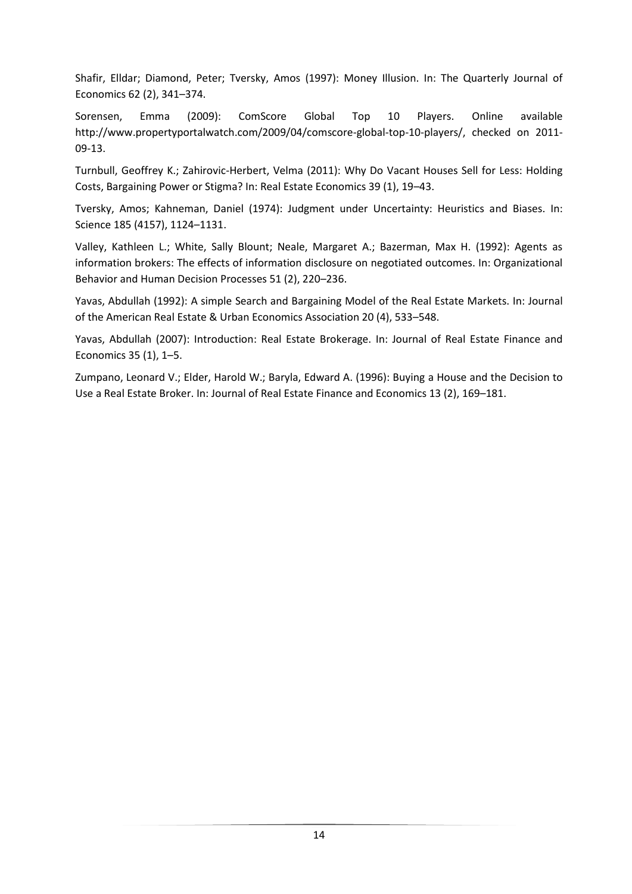Shafir, Elldar; Diamond, Peter; Tversky, Amos (1997): Money Illusion. In: The Quarterly Journal of Economics 62 (2), 341–374.

Sorensen, Emma (2009): ComScore Global Top 10 Players. Online available http://www.propertyportalwatch.com/2009/04/comscore-global-top-10-players/, checked on 2011-09-13.

Turnbull, Geoffrey K.; Zahirovic-Herbert, Velma (2011): Why Do Vacant Houses Sell for Less: Holding Costs, Bargaining Power or Stigma? In: Real Estate Economics 39 (1), 19–43.

Tversky, Amos; Kahneman, Daniel (1974): Judgment under Uncertainty: Heuristics and Biases. In: Science 185 (4157), 1124–1131.

Valley, Kathleen L.; White, Sally Blount; Neale, Margaret A.; Bazerman, Max H. (1992): Agents as information brokers: The effects of information disclosure on negotiated outcomes. In: Organizational Behavior and Human Decision Processes 51 (2), 220–236.

Yavas, Abdullah (1992): A simple Search and Bargaining Model of the Real Estate Markets. In: Journal of the American Real Estate & Urban Economics Association 20 (4), 533–548.

Yavas, Abdullah (2007): Introduction: Real Estate Brokerage. In: Journal of Real Estate Finance and Economics 35 (1), 1–5.

Zumpano, Leonard V.; Elder, Harold W.; Baryla, Edward A. (1996): Buying a House and the Decision to Use a Real Estate Broker. In: Journal of Real Estate Finance and Economics 13 (2), 169–181.